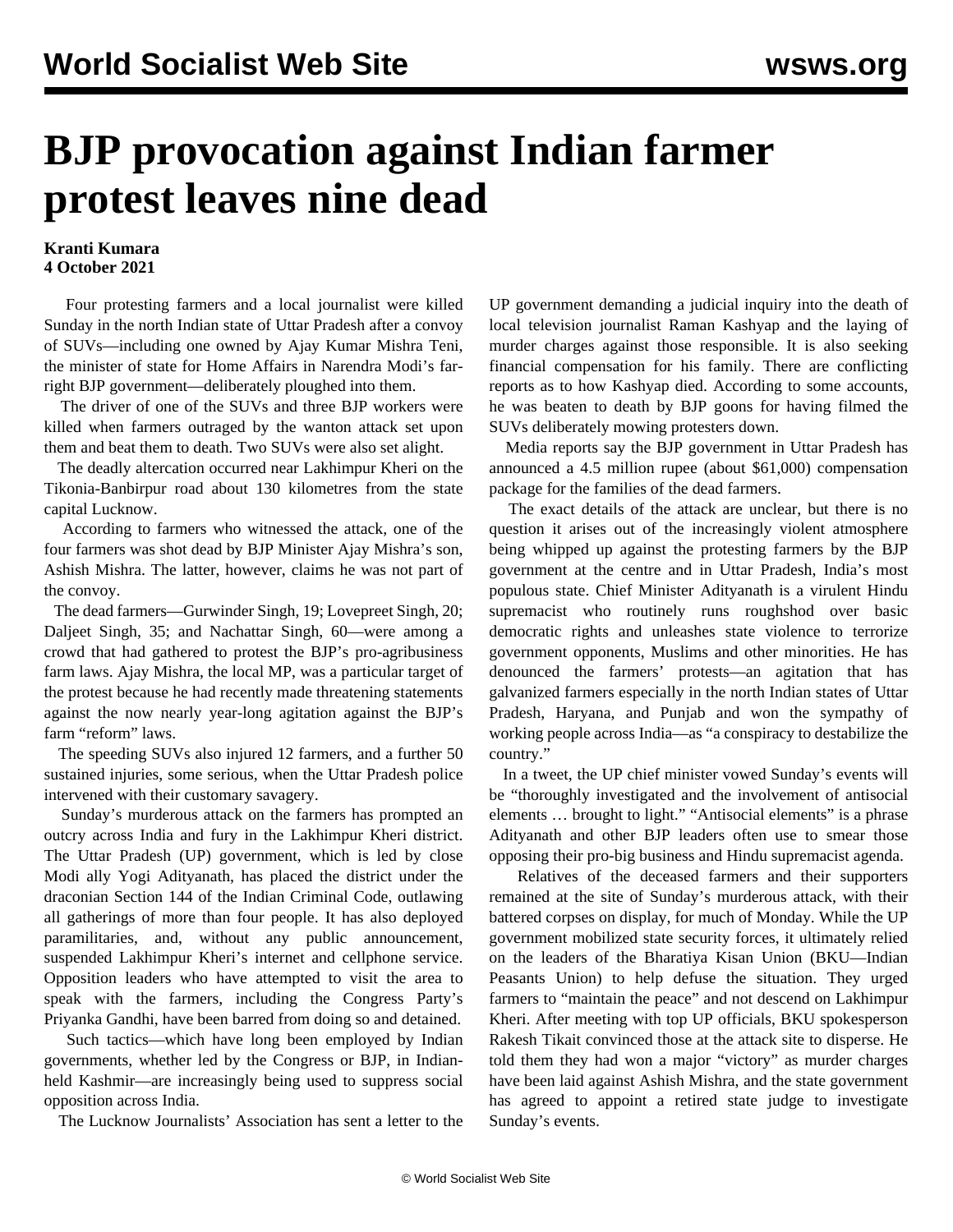# BJP provocation against Indian farmer protest leaves nine dead

**Kranti Kumara**
**4 October 2021**

Four protesting farmers and a local journalist were killed Sunday in the north Indian state of Uttar Pradesh after a convoy of SUVs—including one owned by Ajay Kumar Mishra Teni, the minister of state for Home Affairs in Narendra Modi's far-right BJP government—deliberately ploughed into them.

The driver of one of the SUVs and three BJP workers were killed when farmers outraged by the wanton attack set upon them and beat them to death. Two SUVs were also set alight.

The deadly altercation occurred near Lakhimpur Kheri on the Tikonia-Banbirpur road about 130 kilometres from the state capital Lucknow.

According to farmers who witnessed the attack, one of the four farmers was shot dead by BJP Minister Ajay Mishra's son, Ashish Mishra. The latter, however, claims he was not part of the convoy.

The dead farmers—Gurwinder Singh, 19; Lovepreet Singh, 20; Daljeet Singh, 35; and Nachattar Singh, 60—were among a crowd that had gathered to protest the BJP's pro-agribusiness farm laws. Ajay Mishra, the local MP, was a particular target of the protest because he had recently made threatening statements against the now nearly year-long agitation against the BJP's farm "reform" laws.

The speeding SUVs also injured 12 farmers, and a further 50 sustained injuries, some serious, when the Uttar Pradesh police intervened with their customary savagery.

Sunday's murderous attack on the farmers has prompted an outcry across India and fury in the Lakhimpur Kheri district. The Uttar Pradesh (UP) government, which is led by close Modi ally Yogi Adityanath, has placed the district under the draconian Section 144 of the Indian Criminal Code, outlawing all gatherings of more than four people. It has also deployed paramilitaries, and, without any public announcement, suspended Lakhimpur Kheri's internet and cellphone service. Opposition leaders who have attempted to visit the area to speak with the farmers, including the Congress Party's Priyanka Gandhi, have been barred from doing so and detained.

Such tactics—which have long been employed by Indian governments, whether led by the Congress or BJP, in Indian-held Kashmir—are increasingly being used to suppress social opposition across India.

The Lucknow Journalists' Association has sent a letter to the UP government demanding a judicial inquiry into the death of local television journalist Raman Kashyap and the laying of murder charges against those responsible. It is also seeking financial compensation for his family. There are conflicting reports as to how Kashyap died. According to some accounts, he was beaten to death by BJP goons for having filmed the SUVs deliberately mowing protesters down.

Media reports say the BJP government in Uttar Pradesh has announced a 4.5 million rupee (about $61,000) compensation package for the families of the dead farmers.

The exact details of the attack are unclear, but there is no question it arises out of the increasingly violent atmosphere being whipped up against the protesting farmers by the BJP government at the centre and in Uttar Pradesh, India's most populous state. Chief Minister Adityanath is a virulent Hindu supremacist who routinely runs roughshod over basic democratic rights and unleashes state violence to terrorize government opponents, Muslims and other minorities. He has denounced the farmers' protests—an agitation that has galvanized farmers especially in the north Indian states of Uttar Pradesh, Haryana, and Punjab and won the sympathy of working people across India—as "a conspiracy to destabilize the country."

In a tweet, the UP chief minister vowed Sunday's events will be "thoroughly investigated and the involvement of antisocial elements … brought to light." "Antisocial elements" is a phrase Adityanath and other BJP leaders often use to smear those opposing their pro-big business and Hindu supremacist agenda.

Relatives of the deceased farmers and their supporters remained at the site of Sunday's murderous attack, with their battered corpses on display, for much of Monday. While the UP government mobilized state security forces, it ultimately relied on the leaders of the Bharatiya Kisan Union (BKU—Indian Peasants Union) to help defuse the situation. They urged farmers to "maintain the peace" and not descend on Lakhimpur Kheri. After meeting with top UP officials, BKU spokesperson Rakesh Tikait convinced those at the attack site to disperse. He told them they had won a major "victory" as murder charges have been laid against Ashish Mishra, and the state government has agreed to appoint a retired state judge to investigate Sunday's events.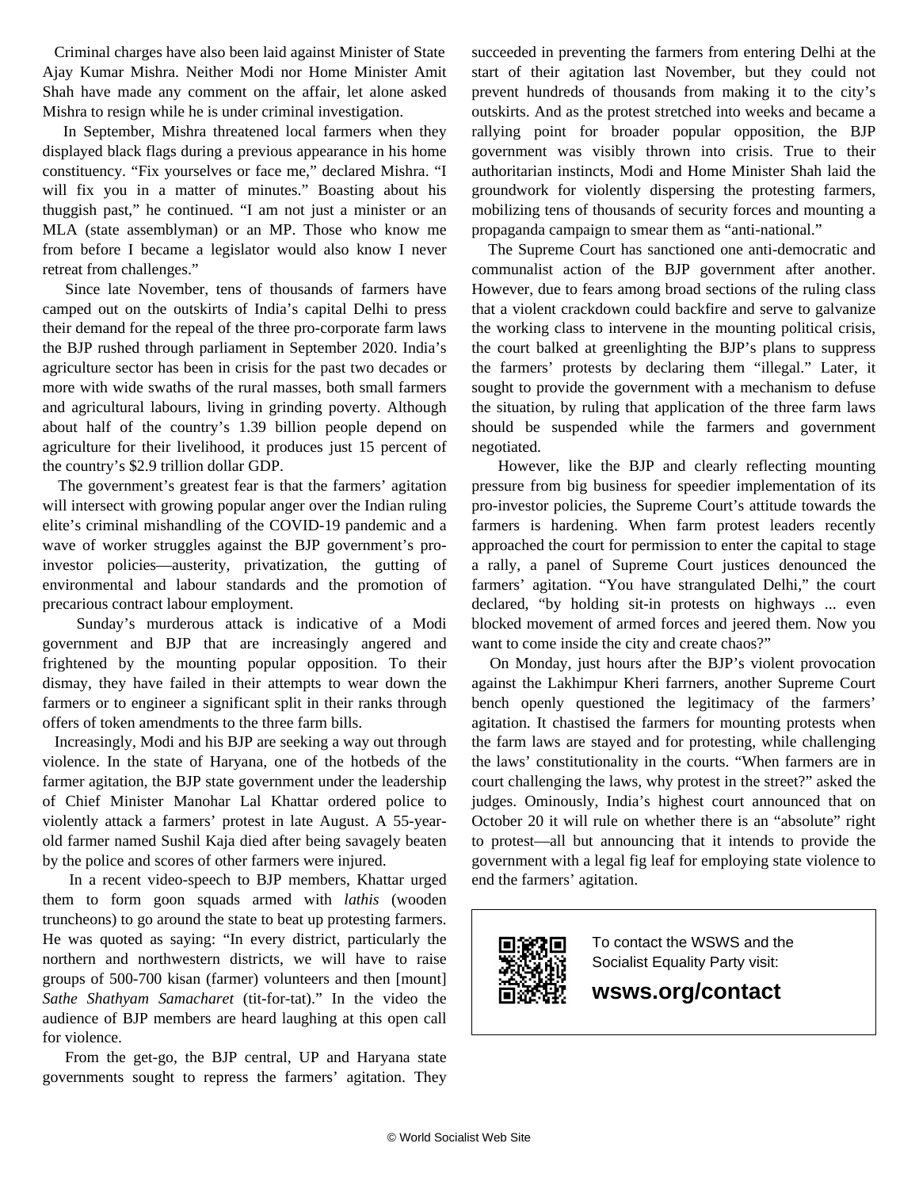Criminal charges have also been laid against Minister of State Ajay Kumar Mishra. Neither Modi nor Home Minister Amit Shah have made any comment on the affair, let alone asked Mishra to resign while he is under criminal investigation.

In September, Mishra threatened local farmers when they displayed black flags during a previous appearance in his home constituency. "Fix yourselves or face me," declared Mishra. "I will fix you in a matter of minutes." Boasting about his thuggish past," he continued. "I am not just a minister or an MLA (state assemblyman) or an MP. Those who know me from before I became a legislator would also know I never retreat from challenges."

Since late November, tens of thousands of farmers have camped out on the outskirts of India's capital Delhi to press their demand for the repeal of the three pro-corporate farm laws the BJP rushed through parliament in September 2020. India's agriculture sector has been in crisis for the past two decades or more with wide swaths of the rural masses, both small farmers and agricultural labours, living in grinding poverty. Although about half of the country's 1.39 billion people depend on agriculture for their livelihood, it produces just 15 percent of the country's $2.9 trillion dollar GDP.

The government's greatest fear is that the farmers' agitation will intersect with growing popular anger over the Indian ruling elite's criminal mishandling of the COVID-19 pandemic and a wave of worker struggles against the BJP government's pro-investor policies—austerity, privatization, the gutting of environmental and labour standards and the promotion of precarious contract labour employment.

Sunday's murderous attack is indicative of a Modi government and BJP that are increasingly angered and frightened by the mounting popular opposition. To their dismay, they have failed in their attempts to wear down the farmers or to engineer a significant split in their ranks through offers of token amendments to the three farm bills.

Increasingly, Modi and his BJP are seeking a way out through violence. In the state of Haryana, one of the hotbeds of the farmer agitation, the BJP state government under the leadership of Chief Minister Manohar Lal Khattar ordered police to violently attack a farmers' protest in late August. A 55-year-old farmer named Sushil Kaja died after being savagely beaten by the police and scores of other farmers were injured.

In a recent video-speech to BJP members, Khattar urged them to form goon squads armed with *lathis* (wooden truncheons) to go around the state to beat up protesting farmers. He was quoted as saying: "In every district, particularly the northern and northwestern districts, we will have to raise groups of 500-700 kisan (farmer) volunteers and then [mount] *Sathe Shathyam Samacharet* (tit-for-tat)." In the video the audience of BJP members are heard laughing at this open call for violence.

From the get-go, the BJP central, UP and Haryana state governments sought to repress the farmers' agitation. They succeeded in preventing the farmers from entering Delhi at the start of their agitation last November, but they could not prevent hundreds of thousands from making it to the city's outskirts. And as the protest stretched into weeks and became a rallying point for broader popular opposition, the BJP government was visibly thrown into crisis. True to their authoritarian instincts, Modi and Home Minister Shah laid the groundwork for violently dispersing the protesting farmers, mobilizing tens of thousands of security forces and mounting a propaganda campaign to smear them as "anti-national."

The Supreme Court has sanctioned one anti-democratic and communalist action of the BJP government after another. However, due to fears among broad sections of the ruling class that a violent crackdown could backfire and serve to galvanize the working class to intervene in the mounting political crisis, the court balked at greenlighting the BJP's plans to suppress the farmers' protests by declaring them "illegal." Later, it sought to provide the government with a mechanism to defuse the situation, by ruling that application of the three farm laws should be suspended while the farmers and government negotiated.

However, like the BJP and clearly reflecting mounting pressure from big business for speedier implementation of its pro-investor policies, the Supreme Court's attitude towards the farmers is hardening. When farm protest leaders recently approached the court for permission to enter the capital to stage a rally, a panel of Supreme Court justices denounced the farmers' agitation. "You have strangulated Delhi," the court declared, "by holding sit-in protests on highways ... even blocked movement of armed forces and jeered them. Now you want to come inside the city and create chaos?"

On Monday, just hours after the BJP's violent provocation against the Lakhimpur Kheri farrners, another Supreme Court bench openly questioned the legitimacy of the farmers' agitation. It chastised the farmers for mounting protests when the farm laws are stayed and for protesting, while challenging the laws' constitutionality in the courts. "When farmers are in court challenging the laws, why protest in the street?" asked the judges. Ominously, India's highest court announced that on October 20 it will rule on whether there is an "absolute" right to protest—all but announcing that it intends to provide the government with a legal fig leaf for employing state violence to end the farmers' agitation.

To contact the WSWS and the Socialist Equality Party visit:

**wsws.org/contact**